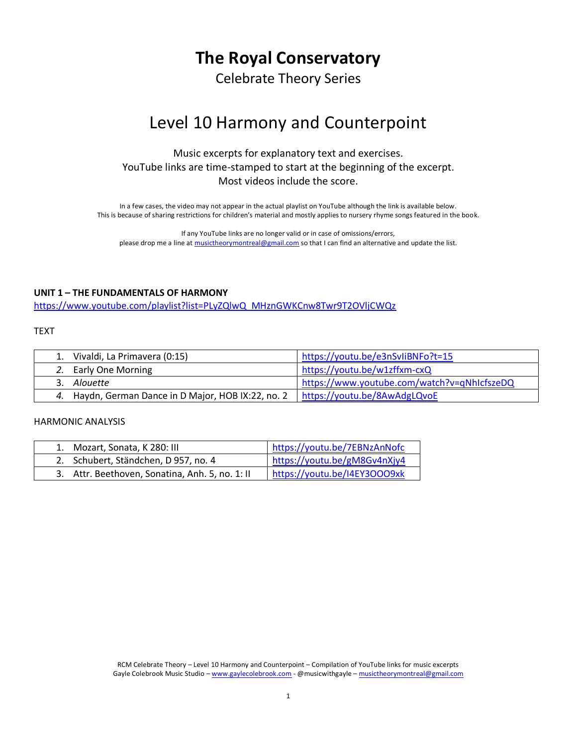# The Royal Conservatory

Celebrate Theory Series

# Level 10 Harmony and Counterpoint

Music excerpts for explanatory text and exercises.
YouTube links are time-stamped to start at the beginning of the excerpt.
Most videos include the score.

In a few cases, the video may not appear in the actual playlist on YouTube although the link is available below.
This is because of sharing restrictions for children's material and mostly applies to nursery rhyme songs featured in the book.

If any YouTube links are no longer valid or in case of omissions/errors,
please drop me a line at musictheorymontreal@gmail.com so that I can find an alternative and update the list.

**UNIT 1 – THE FUNDAMENTALS OF HARMONY**
https://www.youtube.com/playlist?list=PLyZQlwQ_MHznGWKCnw8Twr9T2OVljCWQz

TEXT

| | |
|---|---|
| 1. Vivaldi, La Primavera (0:15) | https://youtu.be/e3nSvIiBNFo?t=15 |
| *2.* Early One Morning | https://youtu.be/w1zffxm-cxQ |
| 3. *Alouette* | https://www.youtube.com/watch?v=qNhIcfszeDQ |
| *4.* Haydn, German Dance in D Major, HOB IX:22, no. 2 | https://youtu.be/8AwAdgLQvoE |

HARMONIC ANALYSIS

| | |
|---|---|
| 1. Mozart, Sonata, K 280: III | https://youtu.be/7EBNzAnNofc |
| 2. Schubert, Ständchen, D 957, no. 4 | https://youtu.be/gM8Gv4nXjy4 |
| 3. Attr. Beethoven, Sonatina, Anh. 5, no. 1: II | https://youtu.be/I4EY3OOO9xk |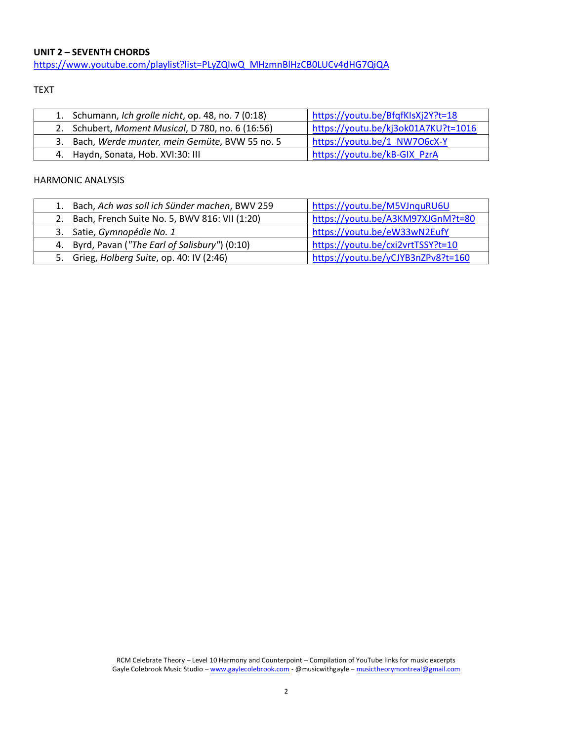**UNIT 2 – SEVENTH CHORDS**

https://www.youtube.com/playlist?list=PLyZQlwQ_MHzmnBlHzCB0LUCv4dHG7QiQA

TEXT

| | |
|---|---|
| 1. Schumann, *Ich grolle nicht*, op. 48, no. 7 (0:18) | https://youtu.be/BfqfKIsXj2Y?t=18 |
| 2. Schubert, *Moment Musical*, D 780, no. 6 (16:56) | https://youtu.be/kj3ok01A7KU?t=1016 |
| 3. Bach, *Werde munter, mein Gemüte*, BVW 55 no. 5 | https://youtu.be/1_NW7O6cX-Y |
| 4. Haydn, Sonata, Hob. XVI:30: III | https://youtu.be/kB-GIX_PzrA |

HARMONIC ANALYSIS

| | |
|---|---|
| 1. Bach, *Ach was soll ich Sünder machen*, BWV 259 | https://youtu.be/M5VJnquRU6U |
| 2. Bach, French Suite No. 5, BWV 816: VII (1:20) | https://youtu.be/A3KM97XJGnM?t=80 |
| 3. Satie, *Gymnopédie No. 1* | https://youtu.be/eW33wN2EufY |
| 4. Byrd, Pavan (*"The Earl of Salisbury"*) (0:10) | https://youtu.be/cxi2vrtTSSY?t=10 |
| 5. Grieg, *Holberg Suite*, op. 40: IV (2:46) | https://youtu.be/yCJYB3nZPv8?t=160 |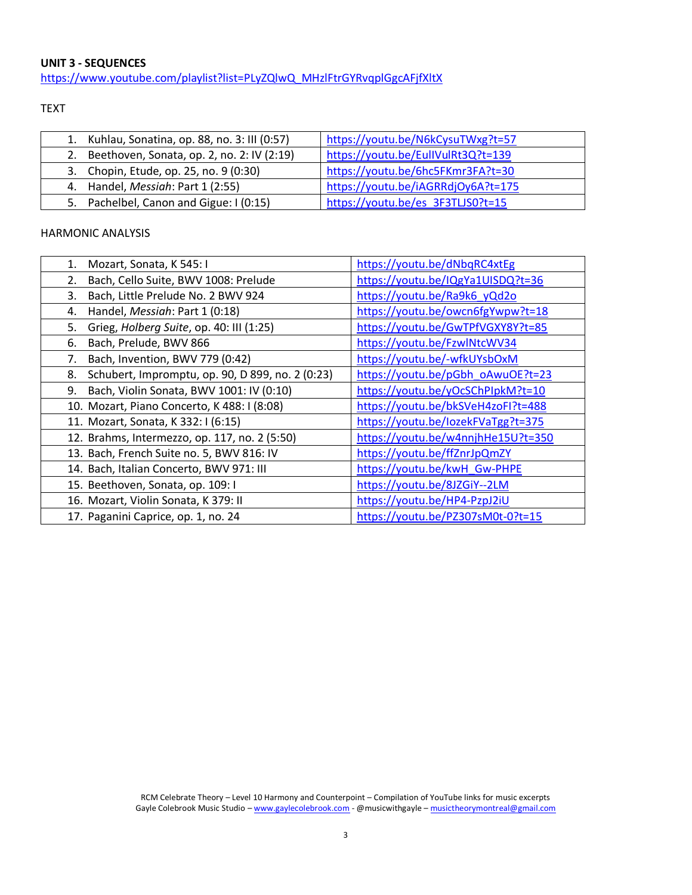**UNIT 3 - SEQUENCES**

https://www.youtube.com/playlist?list=PLyZQlwQ_MHzlFtrGYRvqplGgcAFjfXltX

TEXT

| | |
|---|---|
| 1. Kuhlau, Sonatina, op. 88, no. 3: III (0:57) | https://youtu.be/N6kCysuTWxg?t=57 |
| 2. Beethoven, Sonata, op. 2, no. 2: IV (2:19) | https://youtu.be/EulIVulRt3Q?t=139 |
| 3. Chopin, Etude, op. 25, no. 9 (0:30) | https://youtu.be/6hc5FKmr3FA?t=30 |
| 4. Handel, *Messiah*: Part 1 (2:55) | https://youtu.be/iAGRRdjOy6A?t=175 |
| 5. Pachelbel, Canon and Gigue: I (0:15) | https://youtu.be/es_3F3TLJS0?t=15 |

HARMONIC ANALYSIS

| | |
|---|---|
| 1. Mozart, Sonata, K 545: I | https://youtu.be/dNbqRC4xtEg |
| 2. Bach, Cello Suite, BWV 1008: Prelude | https://youtu.be/IQgYa1UISDQ?t=36 |
| 3. Bach, Little Prelude No. 2 BWV 924 | https://youtu.be/Ra9k6_yQd2o |
| 4. Handel, *Messiah*: Part 1 (0:18) | https://youtu.be/owcn6fgYwpw?t=18 |
| 5. Grieg, *Holberg Suite*, op. 40: III (1:25) | https://youtu.be/GwTPfVGXY8Y?t=85 |
| 6. Bach, Prelude, BWV 866 | https://youtu.be/FzwlNtcWV34 |
| 7. Bach, Invention, BWV 779 (0:42) | https://youtu.be/-wfkUYsbOxM |
| 8. Schubert, Impromptu, op. 90, D 899, no. 2 (0:23) | https://youtu.be/pGbh_oAwuOE?t=23 |
| 9. Bach, Violin Sonata, BWV 1001: IV (0:10) | https://youtu.be/yOcSChPIpkM?t=10 |
| 10. Mozart, Piano Concerto, K 488: I (8:08) | https://youtu.be/bkSVeH4zoFI?t=488 |
| 11. Mozart, Sonata, K 332: I (6:15) | https://youtu.be/lozekFVaTgg?t=375 |
| 12. Brahms, Intermezzo, op. 117, no. 2 (5:50) | https://youtu.be/w4nnjhHe15U?t=350 |
| 13. Bach, French Suite no. 5, BWV 816: IV | https://youtu.be/ffZnrJpQmZY |
| 14. Bach, Italian Concerto, BWV 971: III | https://youtu.be/kwH_Gw-PHPE |
| 15. Beethoven, Sonata, op. 109: I | https://youtu.be/8JZGiY--2LM |
| 16. Mozart, Violin Sonata, K 379: II | https://youtu.be/HP4-PzpJ2iU |
| 17. Paganini Caprice, op. 1, no. 24 | https://youtu.be/PZ307sM0t-0?t=15 |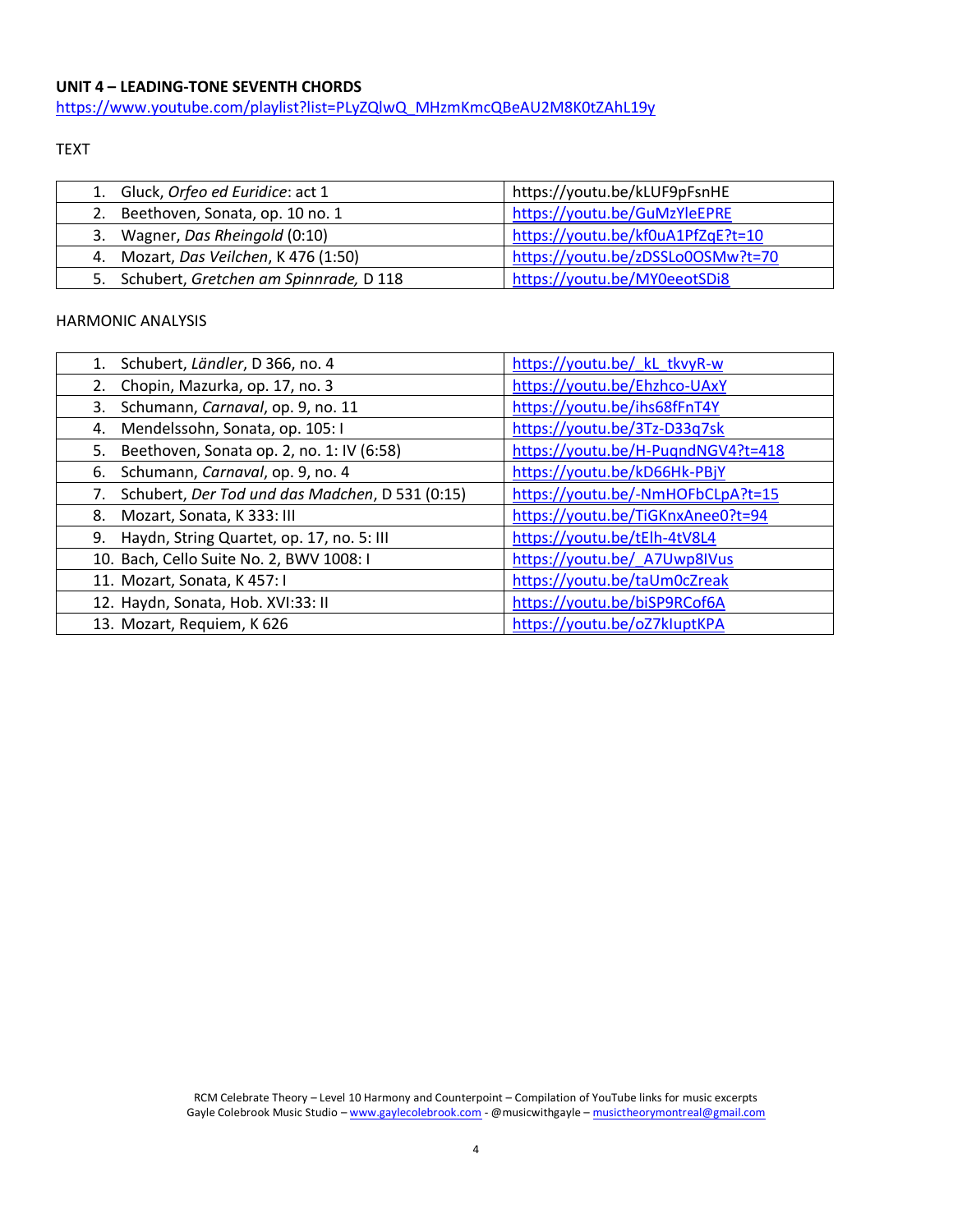**UNIT 4 – LEADING-TONE SEVENTH CHORDS**

https://www.youtube.com/playlist?list=PLyZQlwQ_MHzmKmcQBeAU2M8K0tZAhL19y

TEXT

| | |
|---|---|
| 1. Gluck, *Orfeo ed Euridice*: act 1 | https://youtu.be/kLUF9pFsnHE |
| 2. Beethoven, Sonata, op. 10 no. 1 | https://youtu.be/GuMzYleEPRE |
| 3. Wagner, *Das Rheingold* (0:10) | https://youtu.be/kf0uA1PfZqE?t=10 |
| 4. Mozart, *Das Veilchen*, K 476 (1:50) | https://youtu.be/zDSSLo0OSMw?t=70 |
| 5. Schubert, *Gretchen am Spinnrade,* D 118 | https://youtu.be/MY0eeotSDi8 |

HARMONIC ANALYSIS

| | |
|---|---|
| 1. Schubert, *Ländler*, D 366, no. 4 | https://youtu.be/_kL_tkvyR-w |
| 2. Chopin, Mazurka, op. 17, no. 3 | https://youtu.be/Ehzhco-UAxY |
| 3. Schumann, *Carnaval*, op. 9, no. 11 | https://youtu.be/ihs68fFnT4Y |
| 4. Mendelssohn, Sonata, op. 105: I | https://youtu.be/3Tz-D33q7sk |
| 5. Beethoven, Sonata op. 2, no. 1: IV (6:58) | https://youtu.be/H-PuqndNGV4?t=418 |
| 6. Schumann, *Carnaval*, op. 9, no. 4 | https://youtu.be/kD66Hk-PBjY |
| 7. Schubert, *Der Tod und das Madchen*, D 531 (0:15) | https://youtu.be/-NmHOFbCLpA?t=15 |
| 8. Mozart, Sonata, K 333: III | https://youtu.be/TiGKnxAnee0?t=94 |
| 9. Haydn, String Quartet, op. 17, no. 5: III | https://youtu.be/tElh-4tV8L4 |
| 10. Bach, Cello Suite No. 2, BWV 1008: I | https://youtu.be/_A7Uwp8lVus |
| 11. Mozart, Sonata, K 457: I | https://youtu.be/taUm0cZreak |
| 12. Haydn, Sonata, Hob. XVI:33: II | https://youtu.be/biSP9RCof6A |
| 13. Mozart, Requiem, K 626 | https://youtu.be/oZ7kIuptKPA |

RCM Celebrate Theory – Level 10 Harmony and Counterpoint – Compilation of YouTube links for music excerpts
Gayle Colebrook Music Studio – www.gaylecolebrook.com - @musicwithgayle – musictheorymontreal@gmail.com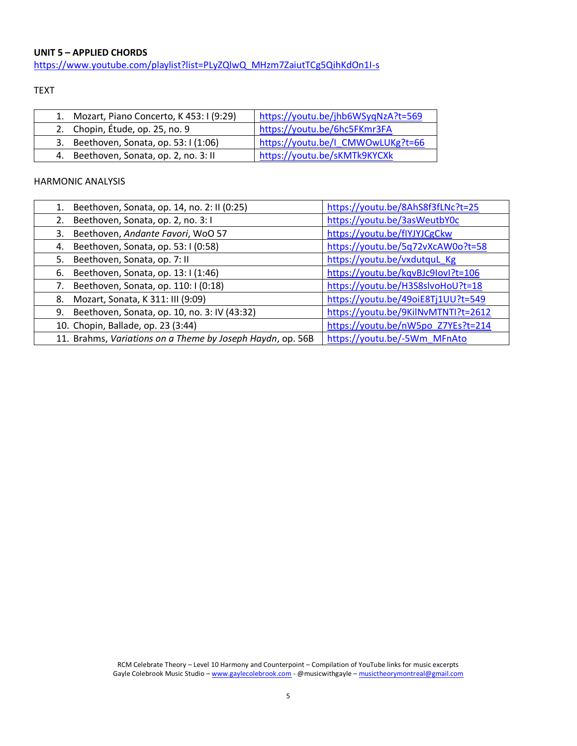**UNIT 5 – APPLIED CHORDS**

https://www.youtube.com/playlist?list=PLyZQlwQ_MHzm7ZaiutTCg5QihKdOn1I-s

TEXT

| | |
|---|---|
| 1. Mozart, Piano Concerto, K 453: I (9:29) | https://youtu.be/jhb6WSyqNzA?t=569 |
| 2. Chopin, Étude, op. 25, no. 9 | https://youtu.be/6hc5FKmr3FA |
| 3. Beethoven, Sonata, op. 53: I (1:06) | https://youtu.be/I_CMWOwLUKg?t=66 |
| 4. Beethoven, Sonata, op. 2, no. 3: II | https://youtu.be/sKMTk9KYCXk |

HARMONIC ANALYSIS

| | |
|---|---|
| 1. Beethoven, Sonata, op. 14, no. 2: II (0:25) | https://youtu.be/8AhS8f3fLNc?t=25 |
| 2. Beethoven, Sonata, op. 2, no. 3: I | https://youtu.be/3asWeutbY0c |
| 3. Beethoven, *Andante Favori*, WoO 57 | https://youtu.be/fIYJYJCgCkw |
| 4. Beethoven, Sonata, op. 53: I (0:58) | https://youtu.be/5q72vXcAW0o?t=58 |
| 5. Beethoven, Sonata, op. 7: II | https://youtu.be/vxdutquL_Kg |
| 6. Beethoven, Sonata, op. 13: I (1:46) | https://youtu.be/kqvBJc9lovI?t=106 |
| 7. Beethoven, Sonata, op. 110: I (0:18) | https://youtu.be/H3S8slvoHoU?t=18 |
| 8. Mozart, Sonata, K 311: III (9:09) | https://youtu.be/49oiE8Tj1UU?t=549 |
| 9. Beethoven, Sonata, op. 10, no. 3: IV (43:32) | https://youtu.be/9KilNvMTNTI?t=2612 |
| 10. Chopin, Ballade, op. 23 (3:44) | https://youtu.be/nW5po_Z7YEs?t=214 |
| 11. Brahms, *Variations on a Theme by Joseph Haydn*, op. 56B | https://youtu.be/-5Wm_MFnAto |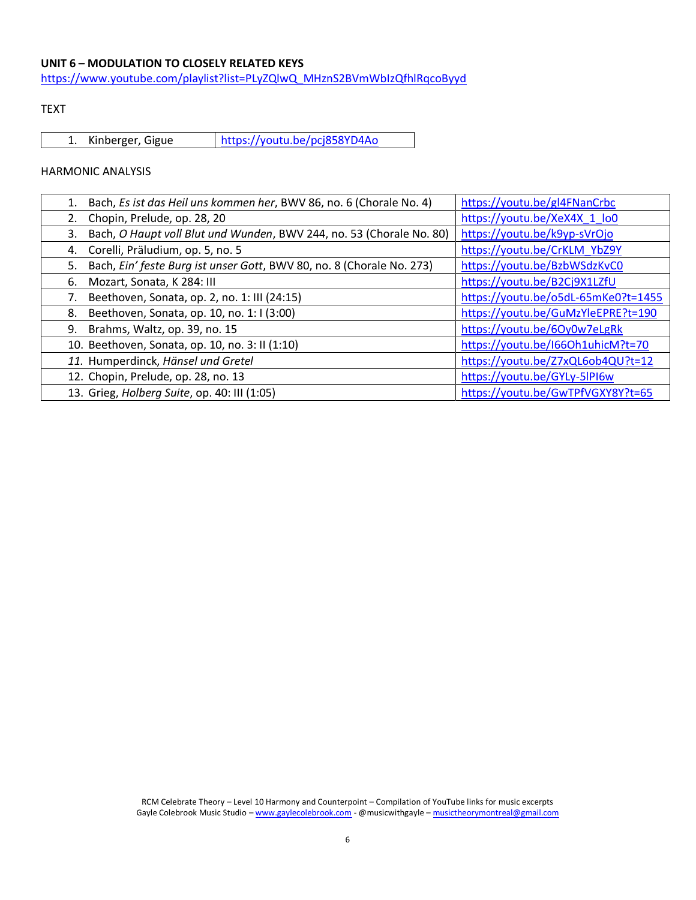**UNIT 6 – MODULATION TO CLOSELY RELATED KEYS**

https://www.youtube.com/playlist?list=PLyZQlwQ_MHznS2BVmWbIzQfhlRqcoByyd

TEXT

| 1. Kinberger, Gigue | https://youtu.be/pcj858YD4Ao |
|---|---|

HARMONIC ANALYSIS

| | |
|---|---|
| 1. Bach, *Es ist das Heil uns kommen her*, BWV 86, no. 6 (Chorale No. 4) | https://youtu.be/gl4FNanCrbc |
| 2. Chopin, Prelude, op. 28, 20 | https://youtu.be/XeX4X_1_lo0 |
| 3. Bach, *O Haupt voll Blut und Wunden*, BWV 244, no. 53 (Chorale No. 80) | https://youtu.be/k9yp-sVrOjo |
| 4. Corelli, Präludium, op. 5, no. 5 | https://youtu.be/CrKLM_YbZ9Y |
| 5. Bach, *Ein' feste Burg ist unser Gott*, BWV 80, no. 8 (Chorale No. 273) | https://youtu.be/BzbWSdzKvC0 |
| 6. Mozart, Sonata, K 284: III | https://youtu.be/B2Cj9X1LZfU |
| 7. Beethoven, Sonata, op. 2, no. 1: III (24:15) | https://youtu.be/o5dL-65mKe0?t=1455 |
| 8. Beethoven, Sonata, op. 10, no. 1: I (3:00) | https://youtu.be/GuMzYleEPRE?t=190 |
| 9. Brahms, Waltz, op. 39, no. 15 | https://youtu.be/6Oy0w7eLgRk |
| 10. Beethoven, Sonata, op. 10, no. 3: II (1:10) | https://youtu.be/I66Oh1uhicM?t=70 |
| *11.* Humperdinck, *Hänsel und Gretel* | https://youtu.be/Z7xQL6ob4QU?t=12 |
| 12. Chopin, Prelude, op. 28, no. 13 | https://youtu.be/GYLy-5lPI6w |
| 13. Grieg, *Holberg Suite*, op. 40: III (1:05) | https://youtu.be/GwTPfVGXY8Y?t=65 |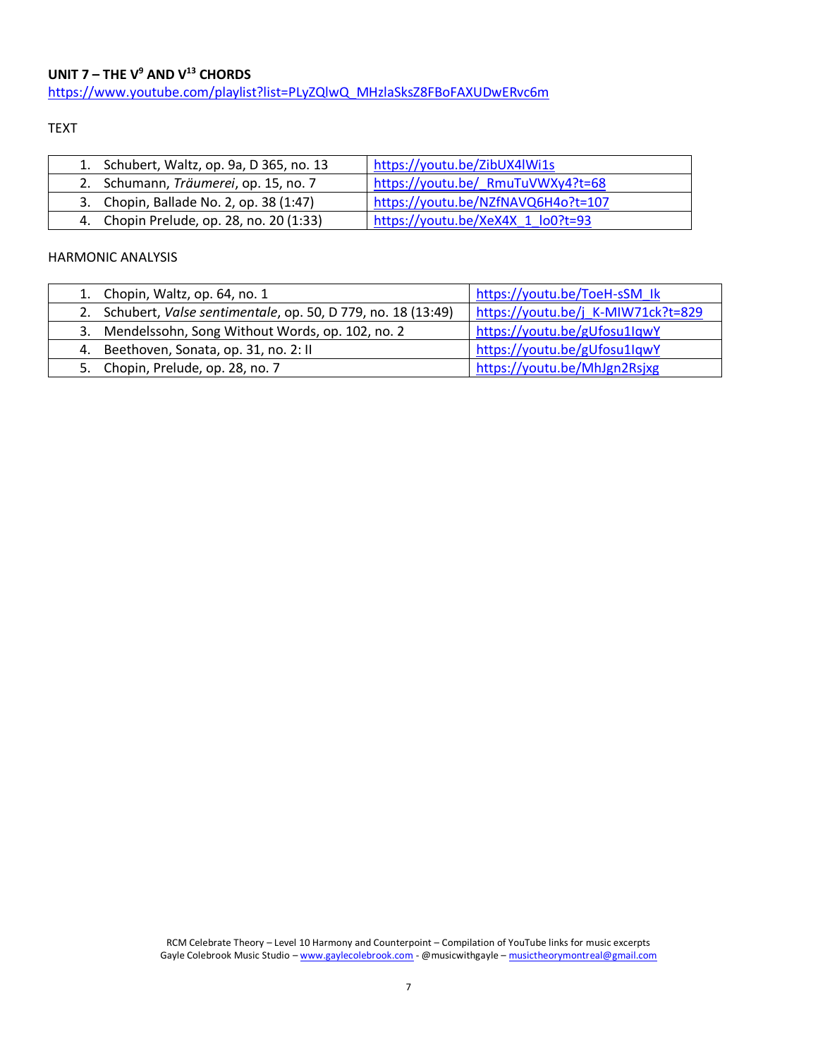## UNIT 7 – THE $V^9$ AND $V^{13}$ CHORDS

https://www.youtube.com/playlist?list=PLyZQlwQ_MHzlaSksZ8FBoFAXUDwERvc6m

TEXT

| | |
|---|---|
| 1. Schubert, Waltz, op. 9a, D 365, no. 13 | https://youtu.be/ZibUX4lWi1s |
| 2. Schumann, *Träumerei*, op. 15, no. 7 | https://youtu.be/_RmuTuVWXy4?t=68 |
| 3. Chopin, Ballade No. 2, op. 38 (1:47) | https://youtu.be/NZfNAVQ6H4o?t=107 |
| 4. Chopin Prelude, op. 28, no. 20 (1:33) | https://youtu.be/XeX4X_1_lo0?t=93 |

HARMONIC ANALYSIS

| | |
|---|---|
| 1. Chopin, Waltz, op. 64, no. 1 | https://youtu.be/ToeH-sSM_Ik |
| 2. Schubert, *Valse sentimentale*, op. 50, D 779, no. 18 (13:49) | https://youtu.be/j_K-MIW71ck?t=829 |
| 3. Mendelssohn, Song Without Words, op. 102, no. 2 | https://youtu.be/gUfosu1IqwY |
| 4. Beethoven, Sonata, op. 31, no. 2: II | https://youtu.be/gUfosu1IqwY |
| 5. Chopin, Prelude, op. 28, no. 7 | https://youtu.be/MhJgn2Rsjxg |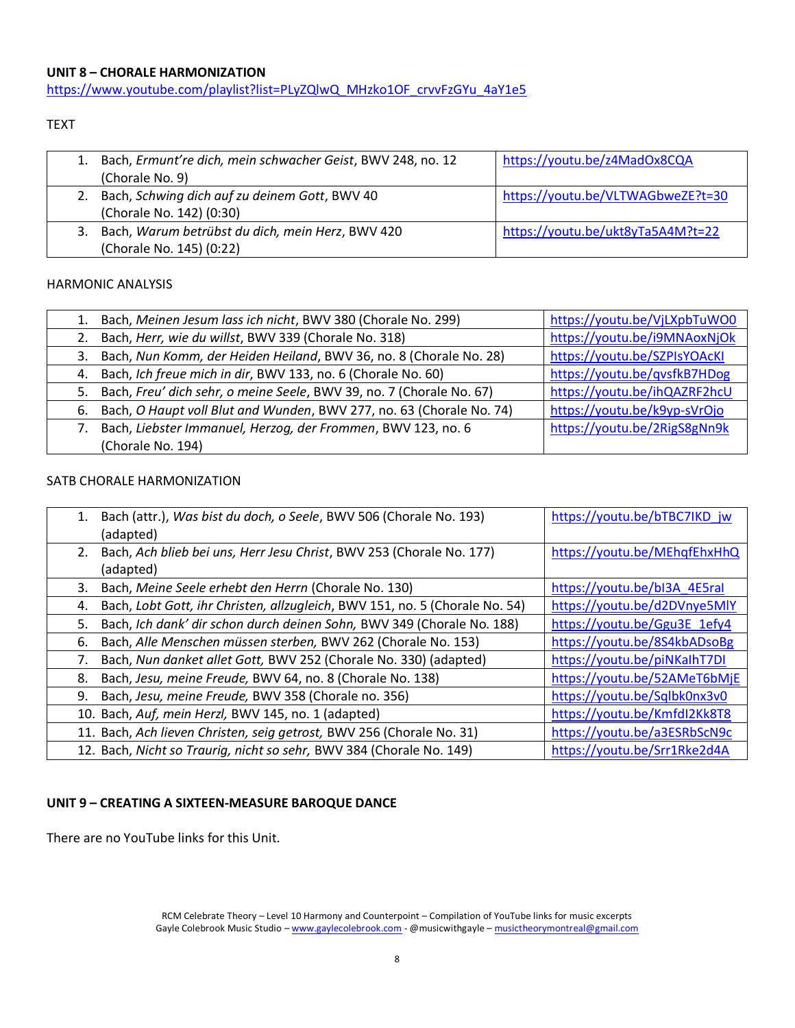**UNIT 8 – CHORALE HARMONIZATION**

https://www.youtube.com/playlist?list=PLyZQlwQ_MHzko1OF_crvvFzGYu_4aY1e5

TEXT

| | |
|---|---|
| 1. Bach, *Ermunt're dich, mein schwacher Geist*, BWV 248, no. 12 (Chorale No. 9) | https://youtu.be/z4MadOx8CQA |
| 2. Bach, *Schwing dich auf zu deinem Gott*, BWV 40 (Chorale No. 142) (0:30) | https://youtu.be/VLTWAGbweZE?t=30 |
| 3. Bach, *Warum betrübst du dich, mein Herz*, BWV 420 (Chorale No. 145) (0:22) | https://youtu.be/ukt8yTa5A4M?t=22 |

HARMONIC ANALYSIS

| | |
|---|---|
| 1. Bach, *Meinen Jesum lass ich nicht*, BWV 380 (Chorale No. 299) | https://youtu.be/VjLXpbTuWO0 |
| 2. Bach, *Herr, wie du willst*, BWV 339 (Chorale No. 318) | https://youtu.be/i9MNAoxNjOk |
| 3. Bach, *Nun Komm, der Heiden Heiland*, BWV 36, no. 8 (Chorale No. 28) | https://youtu.be/SZPIsYOAcKI |
| 4. Bach, *Ich freue mich in dir*, BWV 133, no. 6 (Chorale No. 60) | https://youtu.be/qvsfkB7HDog |
| 5. Bach, *Freu' dich sehr, o meine Seele*, BWV 39, no. 7 (Chorale No. 67) | https://youtu.be/ihQAZRF2hcU |
| 6. Bach, *O Haupt voll Blut und Wunden*, BWV 277, no. 63 (Chorale No. 74) | https://youtu.be/k9yp-sVrOjo |
| 7. Bach, *Liebster Immanuel, Herzog, der Frommen*, BWV 123, no. 6 (Chorale No. 194) | https://youtu.be/2RigS8gNn9k |

SATB CHORALE HARMONIZATION

| | |
|---|---|
| 1. Bach (attr.), *Was bist du doch, o Seele*, BWV 506 (Chorale No. 193) (adapted) | https://youtu.be/bTBC7IKD_jw |
| 2. Bach, *Ach blieb bei uns, Herr Jesu Christ*, BWV 253 (Chorale No. 177) (adapted) | https://youtu.be/MEhqfEhxHhQ |
| 3. Bach, *Meine Seele erhebt den Herrn* (Chorale No. 130) | https://youtu.be/bI3A_4E5ral |
| 4. Bach, *Lobt Gott, ihr Christen, allzugleich*, BWV 151, no. 5 (Chorale No. 54) | https://youtu.be/d2DVnye5MlY |
| 5. Bach, *Ich dank' dir schon durch deinen Sohn,* BWV 349 (Chorale No. 188) | https://youtu.be/Ggu3E_1efy4 |
| 6. Bach, *Alle Menschen müssen sterben,* BWV 262 (Chorale No. 153) | https://youtu.be/8S4kbADsoBg |
| 7. Bach, *Nun danket allet Gott,* BWV 252 (Chorale No. 330) (adapted) | https://youtu.be/piNKalhT7DI |
| 8. Bach, *Jesu, meine Freude,* BWV 64, no. 8 (Chorale No. 138) | https://youtu.be/52AMeT6bMjE |
| 9. Bach, *Jesu, meine Freude,* BWV 358 (Chorale no. 356) | https://youtu.be/Sqlbk0nx3v0 |
| 10. Bach, *Auf, mein Herzl,* BWV 145, no. 1 (adapted) | https://youtu.be/KmfdI2Kk8T8 |
| 11. Bach, *Ach lieven Christen, seig getrost,* BWV 256 (Chorale No. 31) | https://youtu.be/a3ESRbScN9c |
| 12. Bach, *Nicht so Traurig, nicht so sehr,* BWV 384 (Chorale No. 149) | https://youtu.be/Srr1Rke2d4A |

**UNIT 9 – CREATING A SIXTEEN-MEASURE BAROQUE DANCE**

There are no YouTube links for this Unit.

RCM Celebrate Theory – Level 10 Harmony and Counterpoint – Compilation of YouTube links for music excerpts
Gayle Colebrook Music Studio – www.gaylecolebrook.com - @musicwithgayle – musictheorymontreal@gmail.com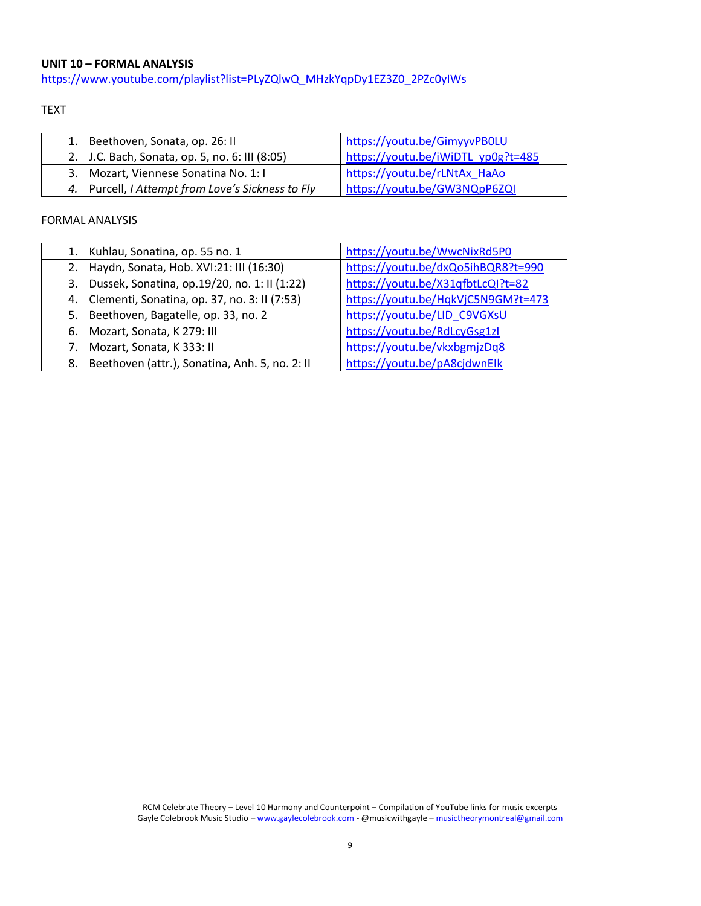**UNIT 10 – FORMAL ANALYSIS**

https://www.youtube.com/playlist?list=PLyZQlwQ_MHzkYqpDy1EZ3Z0_2PZc0yIWs

TEXT

| | |
|---|---|
| 1. Beethoven, Sonata, op. 26: II | https://youtu.be/GimyyvPB0LU |
| 2. J.C. Bach, Sonata, op. 5, no. 6: III (8:05) | https://youtu.be/iWiDTL_yp0g?t=485 |
| 3. Mozart, Viennese Sonatina No. 1: I | https://youtu.be/rLNtAx_HaAo |
| *4. Purcell, I Attempt from Love's Sickness to Fly* | https://youtu.be/GW3NQpP6ZQI |

FORMAL ANALYSIS

| | |
|---|---|
| 1. Kuhlau, Sonatina, op. 55 no. 1 | https://youtu.be/WwcNixRd5P0 |
| 2. Haydn, Sonata, Hob. XVI:21: III (16:30) | https://youtu.be/dxQo5ihBQR8?t=990 |
| 3. Dussek, Sonatina, op.19/20, no. 1: II (1:22) | https://youtu.be/X31qfbtLcQI?t=82 |
| 4. Clementi, Sonatina, op. 37, no. 3: II (7:53) | https://youtu.be/HqkVjC5N9GM?t=473 |
| 5. Beethoven, Bagatelle, op. 33, no. 2 | https://youtu.be/LID_C9VGXsU |
| 6. Mozart, Sonata, K 279: III | https://youtu.be/RdLcyGsg1zI |
| 7. Mozart, Sonata, K 333: II | https://youtu.be/vkxbgmjzDq8 |
| 8. Beethoven (attr.), Sonatina, Anh. 5, no. 2: II | https://youtu.be/pA8cjdwnEIk |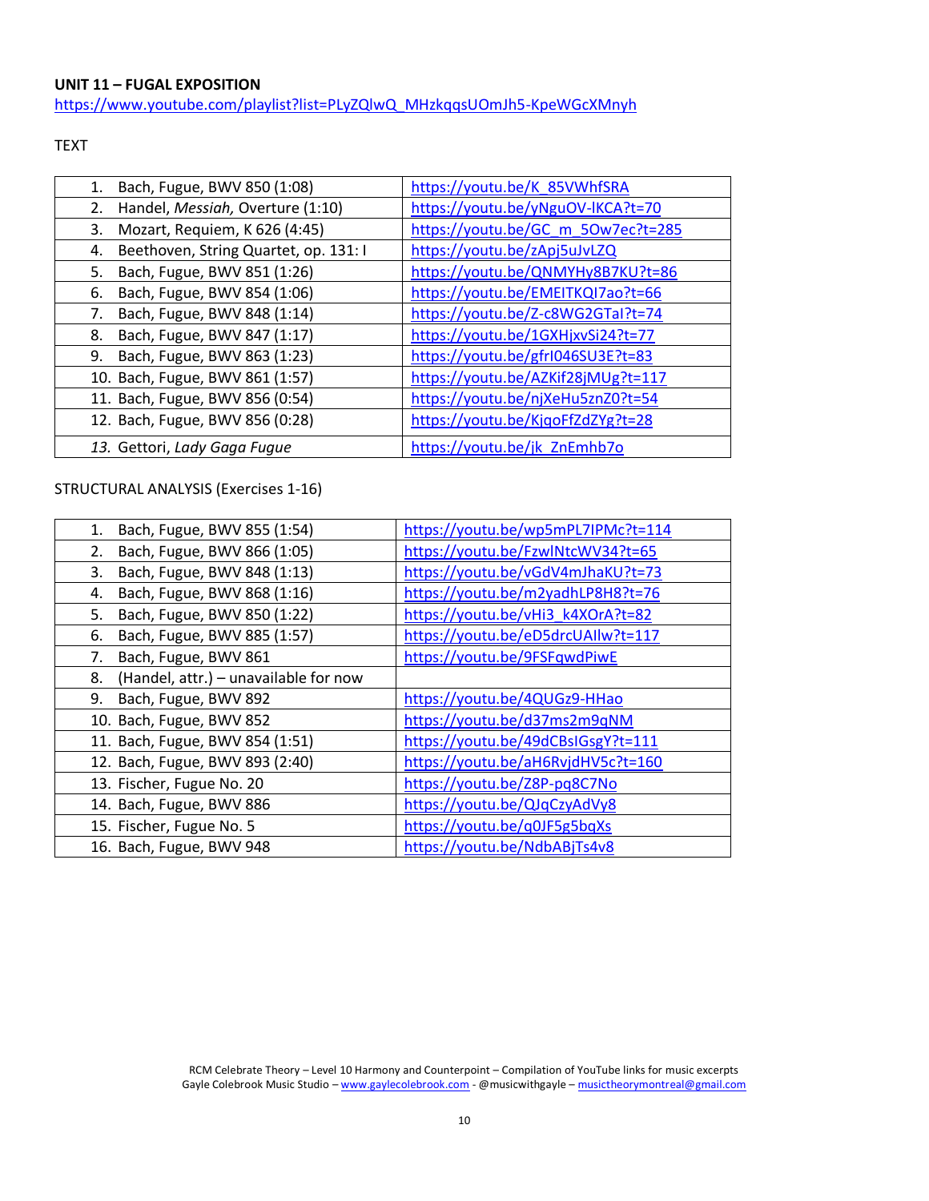## UNIT 11 – FUGAL EXPOSITION

https://www.youtube.com/playlist?list=PLyZQlwQ_MHzkqqsUOmJh5-KpeWGcXMnyh

TEXT

| | |
|---|---|
| 1. Bach, Fugue, BWV 850 (1:08) | https://youtu.be/K_85VWhfSRA |
| 2. Handel, *Messiah,* Overture (1:10) | https://youtu.be/yNguOV-lKCA?t=70 |
| 3. Mozart, Requiem, K 626 (4:45) | https://youtu.be/GC_m_5Ow7ec?t=285 |
| 4. Beethoven, String Quartet, op. 131: I | https://youtu.be/zApj5uJvLZQ |
| 5. Bach, Fugue, BWV 851 (1:26) | https://youtu.be/QNMYHy8B7KU?t=86 |
| 6. Bach, Fugue, BWV 854 (1:06) | https://youtu.be/EMEITKQI7ao?t=66 |
| 7. Bach, Fugue, BWV 848 (1:14) | https://youtu.be/Z-c8WG2GTal?t=74 |
| 8. Bach, Fugue, BWV 847 (1:17) | https://youtu.be/1GXHjxvSi24?t=77 |
| 9. Bach, Fugue, BWV 863 (1:23) | https://youtu.be/gfrI046SU3E?t=83 |
| 10. Bach, Fugue, BWV 861 (1:57) | https://youtu.be/AZKif28jMUg?t=117 |
| 11. Bach, Fugue, BWV 856 (0:54) | https://youtu.be/njXeHu5znZ0?t=54 |
| 12. Bach, Fugue, BWV 856 (0:28) | https://youtu.be/KjqoFfZdZYg?t=28 |
| *13.* Gettori, *Lady Gaga Fugue* | https://youtu.be/jk_ZnEmhb7o |

STRUCTURAL ANALYSIS (Exercises 1-16)

| | |
|---|---|
| 1. Bach, Fugue, BWV 855 (1:54) | https://youtu.be/wp5mPL7IPMc?t=114 |
| 2. Bach, Fugue, BWV 866 (1:05) | https://youtu.be/FzwlNtcWV34?t=65 |
| 3. Bach, Fugue, BWV 848 (1:13) | https://youtu.be/vGdV4mJhaKU?t=73 |
| 4. Bach, Fugue, BWV 868 (1:16) | https://youtu.be/m2yadhLP8H8?t=76 |
| 5. Bach, Fugue, BWV 850 (1:22) | https://youtu.be/vHi3_k4XOrA?t=82 |
| 6. Bach, Fugue, BWV 885 (1:57) | https://youtu.be/eD5drcUAllw?t=117 |
| 7. Bach, Fugue, BWV 861 | https://youtu.be/9FSFqwdPiwE |
| 8. (Handel, attr.) – unavailable for now | |
| 9. Bach, Fugue, BWV 892 | https://youtu.be/4QUGz9-HHao |
| 10. Bach, Fugue, BWV 852 | https://youtu.be/d37ms2m9qNM |
| 11. Bach, Fugue, BWV 854 (1:51) | https://youtu.be/49dCBsIGsgY?t=111 |
| 12. Bach, Fugue, BWV 893 (2:40) | https://youtu.be/aH6RvjdHV5c?t=160 |
| 13. Fischer, Fugue No. 20 | https://youtu.be/Z8P-pq8C7No |
| 14. Bach, Fugue, BWV 886 | https://youtu.be/QJqCzyAdVy8 |
| 15. Fischer, Fugue No. 5 | https://youtu.be/q0JF5g5bqXs |
| 16. Bach, Fugue, BWV 948 | https://youtu.be/NdbABjTs4v8 |